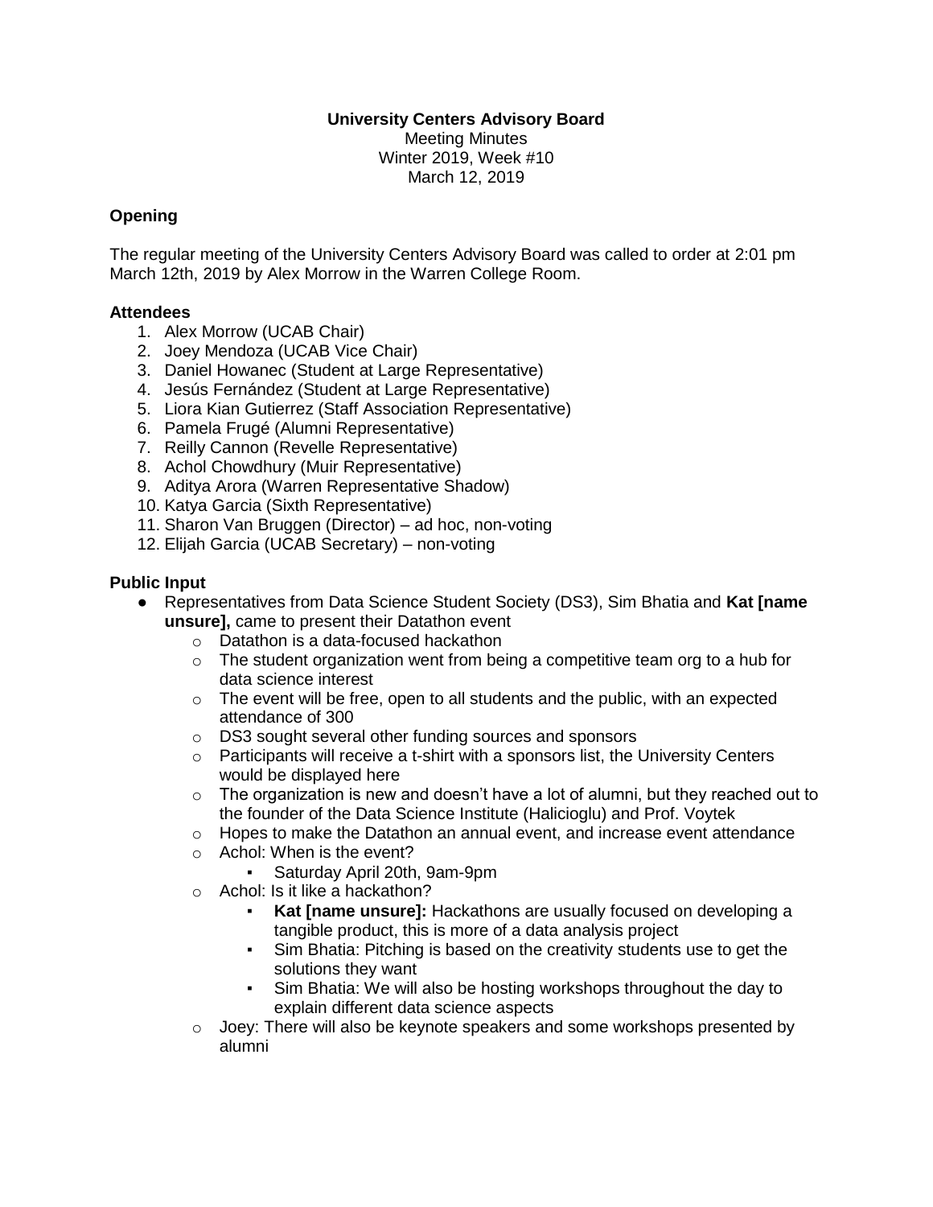**University Centers Advisory Board**

Meeting Minutes
Winter 2019, Week #10
March 12, 2019

### Opening

The regular meeting of the University Centers Advisory Board was called to order at 2:01 pm March 12th, 2019 by Alex Morrow in the Warren College Room.

### Attendees

1. Alex Morrow (UCAB Chair)
2. Joey Mendoza (UCAB Vice Chair)
3. Daniel Howanec (Student at Large Representative)
4. Jesús Fernández (Student at Large Representative)
5. Liora Kian Gutierrez (Staff Association Representative)
6. Pamela Frugé (Alumni Representative)
7. Reilly Cannon (Revelle Representative)
8. Achol Chowdhury (Muir Representative)
9. Aditya Arora (Warren Representative Shadow)
10. Katya Garcia (Sixth Representative)
11. Sharon Van Bruggen (Director) – ad hoc, non-voting
12. Elijah Garcia (UCAB Secretary) – non-voting

### Public Input

- Representatives from Data Science Student Society (DS3), Sim Bhatia and **Kat [name unsure],** came to present their Datathon event
  - Datathon is a data-focused hackathon
  - The student organization went from being a competitive team org to a hub for data science interest
  - The event will be free, open to all students and the public, with an expected attendance of 300
  - DS3 sought several other funding sources and sponsors
  - Participants will receive a t-shirt with a sponsors list, the University Centers would be displayed here
  - The organization is new and doesn't have a lot of alumni, but they reached out to the founder of the Data Science Institute (Halicioglu) and Prof. Voytek
  - Hopes to make the Datathon an annual event, and increase event attendance
  - Achol: When is the event?
    - Saturday April 20th, 9am-9pm
  - Achol: Is it like a hackathon?
    - **Kat [name unsure]:** Hackathons are usually focused on developing a tangible product, this is more of a data analysis project
    - Sim Bhatia: Pitching is based on the creativity students use to get the solutions they want
    - Sim Bhatia: We will also be hosting workshops throughout the day to explain different data science aspects
  - Joey: There will also be keynote speakers and some workshops presented by alumni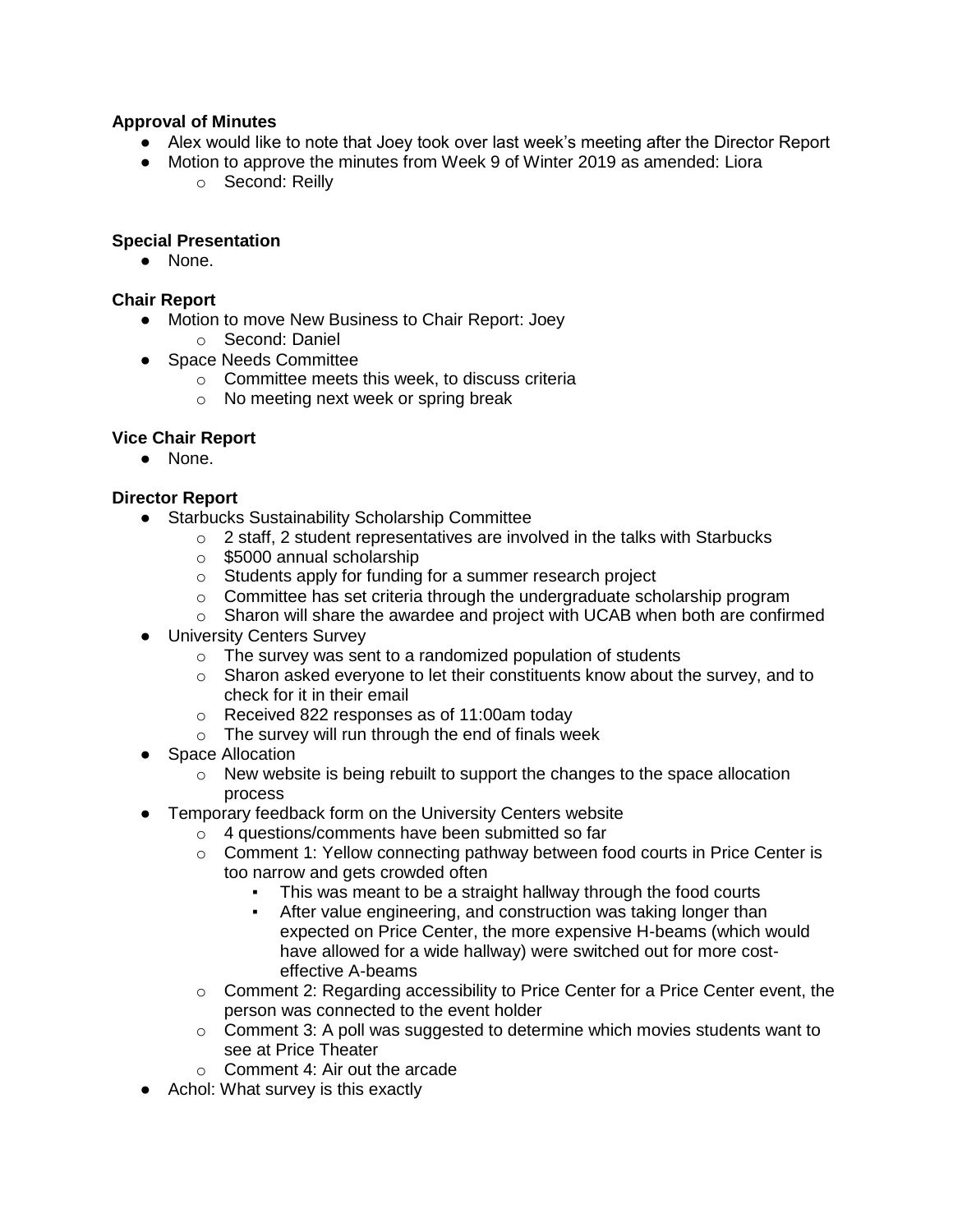**Approval of Minutes**

- Alex would like to note that Joey took over last week's meeting after the Director Report
- Motion to approve the minutes from Week 9 of Winter 2019 as amended: Liora
  - Second: Reilly

**Special Presentation**

- None.

**Chair Report**

- Motion to move New Business to Chair Report: Joey
  - Second: Daniel
- Space Needs Committee
  - Committee meets this week, to discuss criteria
  - No meeting next week or spring break

**Vice Chair Report**

- None.

**Director Report**

- Starbucks Sustainability Scholarship Committee
  - 2 staff, 2 student representatives are involved in the talks with Starbucks
  - $5000 annual scholarship
  - Students apply for funding for a summer research project
  - Committee has set criteria through the undergraduate scholarship program
  - Sharon will share the awardee and project with UCAB when both are confirmed
- University Centers Survey
  - The survey was sent to a randomized population of students
  - Sharon asked everyone to let their constituents know about the survey, and to check for it in their email
  - Received 822 responses as of 11:00am today
  - The survey will run through the end of finals week
- Space Allocation
  - New website is being rebuilt to support the changes to the space allocation process
- Temporary feedback form on the University Centers website
  - 4 questions/comments have been submitted so far
  - Comment 1: Yellow connecting pathway between food courts in Price Center is too narrow and gets crowded often
    - This was meant to be a straight hallway through the food courts
    - After value engineering, and construction was taking longer than expected on Price Center, the more expensive H-beams (which would have allowed for a wide hallway) were switched out for more cost-effective A-beams
  - Comment 2: Regarding accessibility to Price Center for a Price Center event, the person was connected to the event holder
  - Comment 3: A poll was suggested to determine which movies students want to see at Price Theater
  - Comment 4: Air out the arcade
- Achol: What survey is this exactly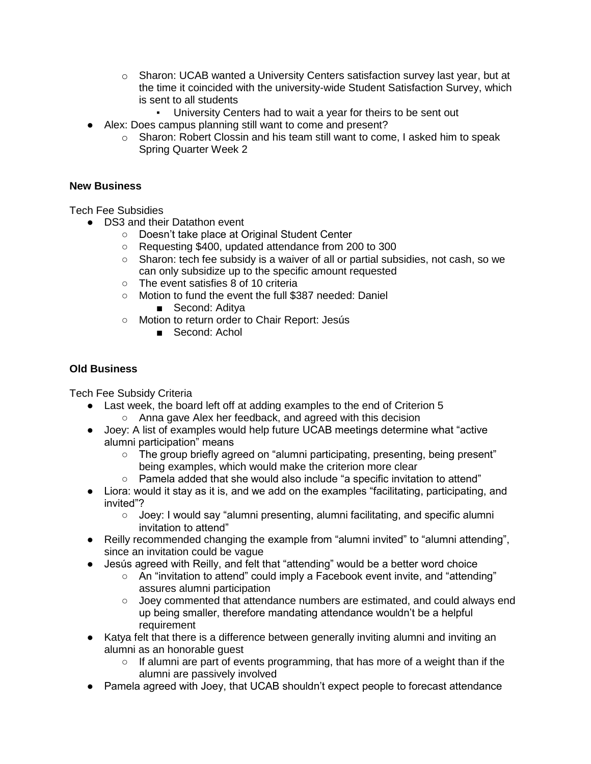- Sharon: UCAB wanted a University Centers satisfaction survey last year, but at the time it coincided with the university-wide Student Satisfaction Survey, which is sent to all students
  - University Centers had to wait a year for theirs to be sent out
- Alex: Does campus planning still want to come and present?
  - Sharon: Robert Clossin and his team still want to come, I asked him to speak Spring Quarter Week 2

**New Business**

Tech Fee Subsidies

- DS3 and their Datathon event
  - Doesn't take place at Original Student Center
  - Requesting $400, updated attendance from 200 to 300
  - Sharon: tech fee subsidy is a waiver of all or partial subsidies, not cash, so we can only subsidize up to the specific amount requested
  - The event satisfies 8 of 10 criteria
  - Motion to fund the event the full $387 needed: Daniel
    - Second: Aditya
  - Motion to return order to Chair Report: Jesús
    - Second: Achol

**Old Business**

Tech Fee Subsidy Criteria

- Last week, the board left off at adding examples to the end of Criterion 5
  - Anna gave Alex her feedback, and agreed with this decision
- Joey: A list of examples would help future UCAB meetings determine what "active alumni participation" means
  - The group briefly agreed on "alumni participating, presenting, being present" being examples, which would make the criterion more clear
  - Pamela added that she would also include "a specific invitation to attend"
- Liora: would it stay as it is, and we add on the examples "facilitating, participating, and invited"?
  - Joey: I would say "alumni presenting, alumni facilitating, and specific alumni invitation to attend"
- Reilly recommended changing the example from "alumni invited" to "alumni attending", since an invitation could be vague
- Jesús agreed with Reilly, and felt that "attending" would be a better word choice
  - An "invitation to attend" could imply a Facebook event invite, and "attending" assures alumni participation
  - Joey commented that attendance numbers are estimated, and could always end up being smaller, therefore mandating attendance wouldn't be a helpful requirement
- Katya felt that there is a difference between generally inviting alumni and inviting an alumni as an honorable guest
  - If alumni are part of events programming, that has more of a weight than if the alumni are passively involved
- Pamela agreed with Joey, that UCAB shouldn't expect people to forecast attendance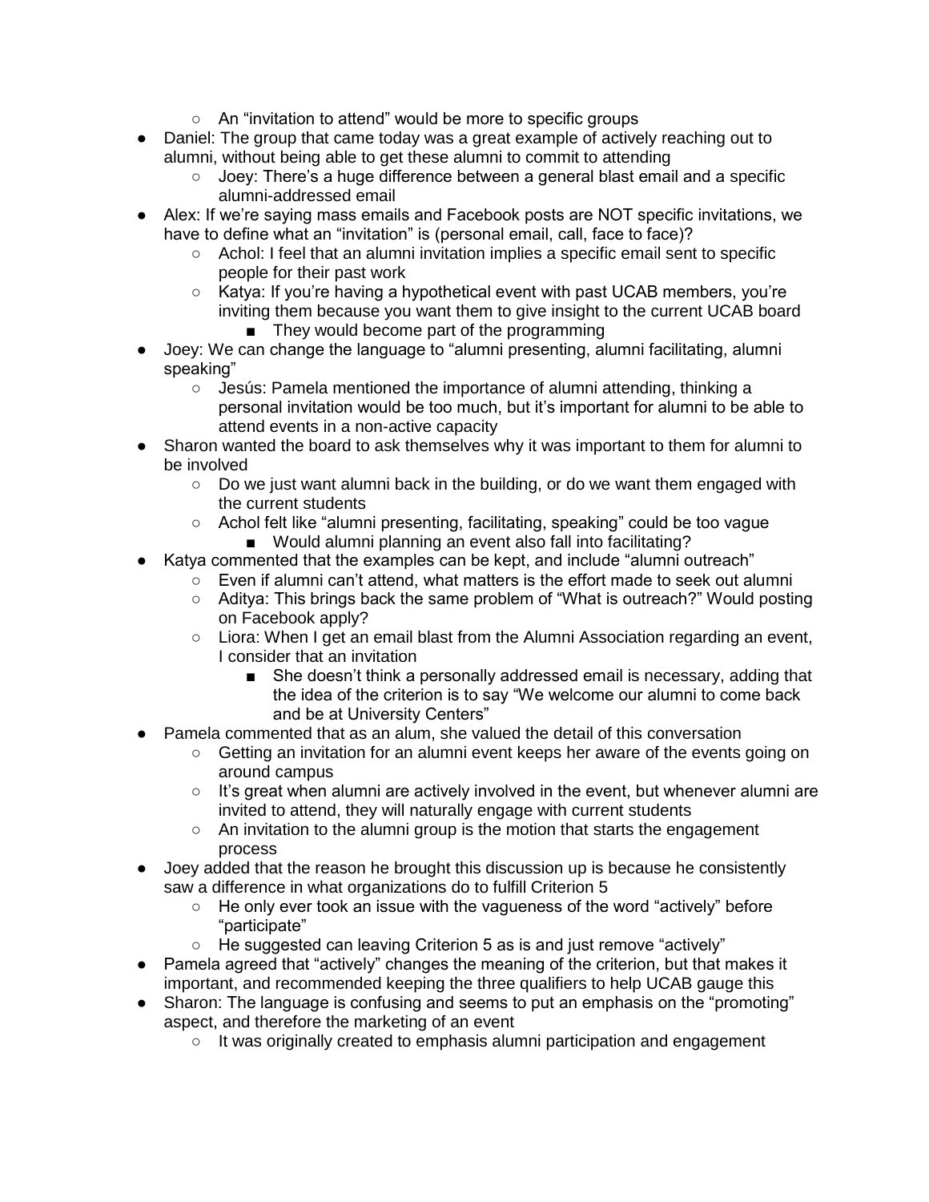- An "invitation to attend" would be more to specific groups
- Daniel: The group that came today was a great example of actively reaching out to alumni, without being able to get these alumni to commit to attending
    - Joey: There's a huge difference between a general blast email and a specific alumni-addressed email
- Alex: If we're saying mass emails and Facebook posts are NOT specific invitations, we have to define what an "invitation" is (personal email, call, face to face)?
    - Achol: I feel that an alumni invitation implies a specific email sent to specific people for their past work
    - Katya: If you're having a hypothetical event with past UCAB members, you're inviting them because you want them to give insight to the current UCAB board
        - They would become part of the programming
- Joey: We can change the language to "alumni presenting, alumni facilitating, alumni speaking"
    - Jesús: Pamela mentioned the importance of alumni attending, thinking a personal invitation would be too much, but it's important for alumni to be able to attend events in a non-active capacity
- Sharon wanted the board to ask themselves why it was important to them for alumni to be involved
    - Do we just want alumni back in the building, or do we want them engaged with the current students
    - Achol felt like "alumni presenting, facilitating, speaking" could be too vague
        - Would alumni planning an event also fall into facilitating?
- Katya commented that the examples can be kept, and include "alumni outreach"
    - Even if alumni can't attend, what matters is the effort made to seek out alumni
    - Aditya: This brings back the same problem of "What is outreach?" Would posting on Facebook apply?
    - Liora: When I get an email blast from the Alumni Association regarding an event, I consider that an invitation
        - She doesn't think a personally addressed email is necessary, adding that the idea of the criterion is to say "We welcome our alumni to come back and be at University Centers"
- Pamela commented that as an alum, she valued the detail of this conversation
    - Getting an invitation for an alumni event keeps her aware of the events going on around campus
    - It's great when alumni are actively involved in the event, but whenever alumni are invited to attend, they will naturally engage with current students
    - An invitation to the alumni group is the motion that starts the engagement process
- Joey added that the reason he brought this discussion up is because he consistently saw a difference in what organizations do to fulfill Criterion 5
    - He only ever took an issue with the vagueness of the word "actively" before "participate"
    - He suggested can leaving Criterion 5 as is and just remove "actively"
- Pamela agreed that "actively" changes the meaning of the criterion, but that makes it important, and recommended keeping the three qualifiers to help UCAB gauge this
- Sharon: The language is confusing and seems to put an emphasis on the "promoting" aspect, and therefore the marketing of an event
    - It was originally created to emphasis alumni participation and engagement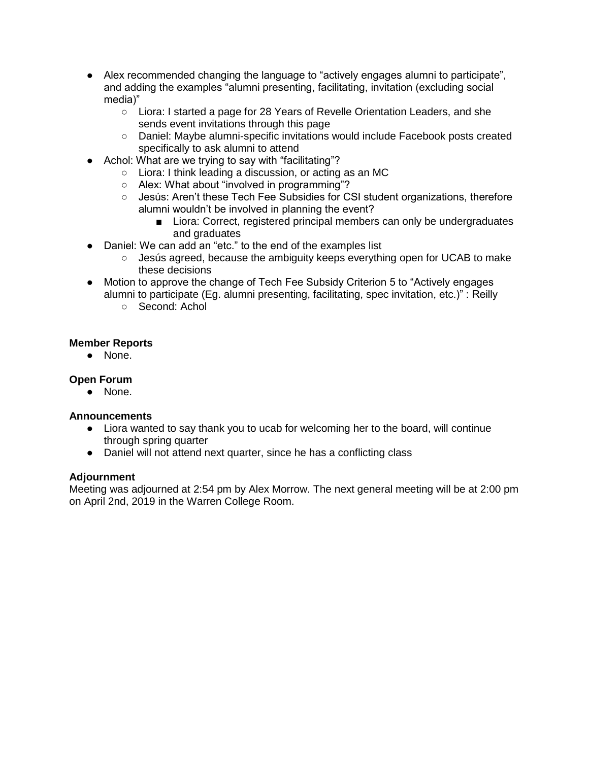- Alex recommended changing the language to “actively engages alumni to participate”, and adding the examples “alumni presenting, facilitating, invitation (excluding social media)”
    - Liora: I started a page for 28 Years of Revelle Orientation Leaders, and she sends event invitations through this page
    - Daniel: Maybe alumni-specific invitations would include Facebook posts created specifically to ask alumni to attend
- Achol: What are we trying to say with “facilitating”?
    - Liora: I think leading a discussion, or acting as an MC
    - Alex: What about “involved in programming”?
    - Jesús: Aren’t these Tech Fee Subsidies for CSI student organizations, therefore alumni wouldn’t be involved in planning the event?
        - Liora: Correct, registered principal members can only be undergraduates and graduates
- Daniel: We can add an “etc.” to the end of the examples list
    - Jesús agreed, because the ambiguity keeps everything open for UCAB to make these decisions
- Motion to approve the change of Tech Fee Subsidy Criterion 5 to “Actively engages alumni to participate (Eg. alumni presenting, facilitating, spec invitation, etc.)” : Reilly
    - Second: Achol

**Member Reports**

- None.

**Open Forum**

- None.

**Announcements**

- Liora wanted to say thank you to ucab for welcoming her to the board, will continue through spring quarter
- Daniel will not attend next quarter, since he has a conflicting class

**Adjournment**

Meeting was adjourned at 2:54 pm by Alex Morrow. The next general meeting will be at 2:00 pm on April 2nd, 2019 in the Warren College Room.